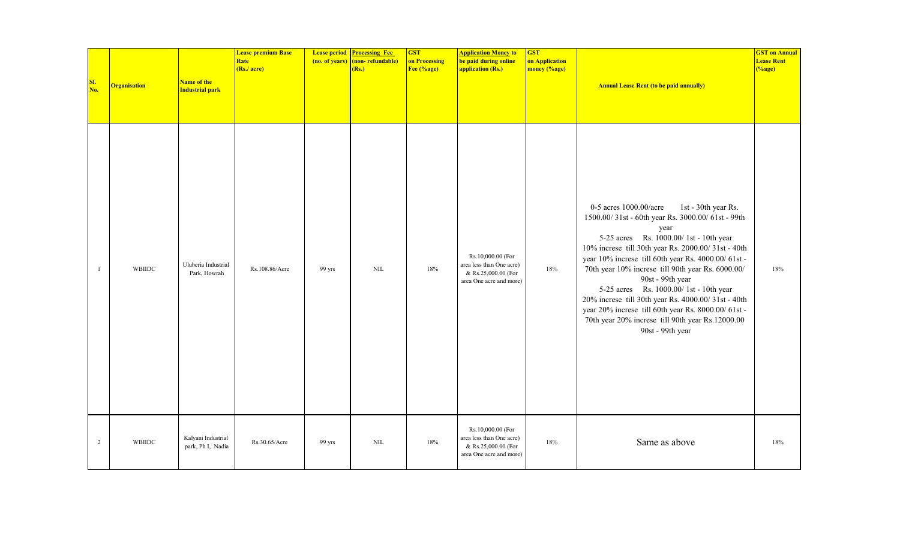| Sl. No. | Organisation | Name of the Industrial park | Lease premium Base Rate (Rs./ acre) | Lease period (no. of years) | Processing Fee (non- refundable) (Rs.) | GST on Processing Fee (%age) | Application Money to be paid during online application (Rs.) | GST on Application money (%age) | Annual Lease Rent (to be paid annually) | GST on Annual Lease Rent (%age) |
|---|---|---|---|---|---|---|---|---|---|---|
| 1 | WBIIDC | Uluberia Industrial Park, Howrah | Rs.108.86/Acre | 99 yrs | NIL | 18% | Rs.10,000.00 (For area less than One acre) & Rs.25,000.00 (For area One acre and more) | 18% | 0-5 acres 1000.00/acre 1st - 30th year Rs. 1500.00/ 31st - 60th year Rs. 3000.00/ 61st - 99th year 5-25 acres Rs. 1000.00/ 1st - 10th year 10% increse till 30th year Rs. 2000.00/ 31st - 40th year 10% increse till 60th year Rs. 4000.00/ 61st - 70th year 10% increse till 90th year Rs. 6000.00/ 90st - 99th year 5-25 acres Rs. 1000.00/ 1st - 10th year 20% increse till 30th year Rs. 4000.00/ 31st - 40th year 20% increse till 60th year Rs. 8000.00/ 61st - 70th year 20% increse till 90th year Rs.12000.00 90st - 99th year | 18% |
| 2 | WBIIDC | Kalyani Industrial park, Ph I, Nadia | Rs.30.65/Acre | 99 yrs | NIL | 18% | Rs.10,000.00 (For area less than One acre) & Rs.25,000.00 (For area One acre and more) | 18% | Same as above | 18% |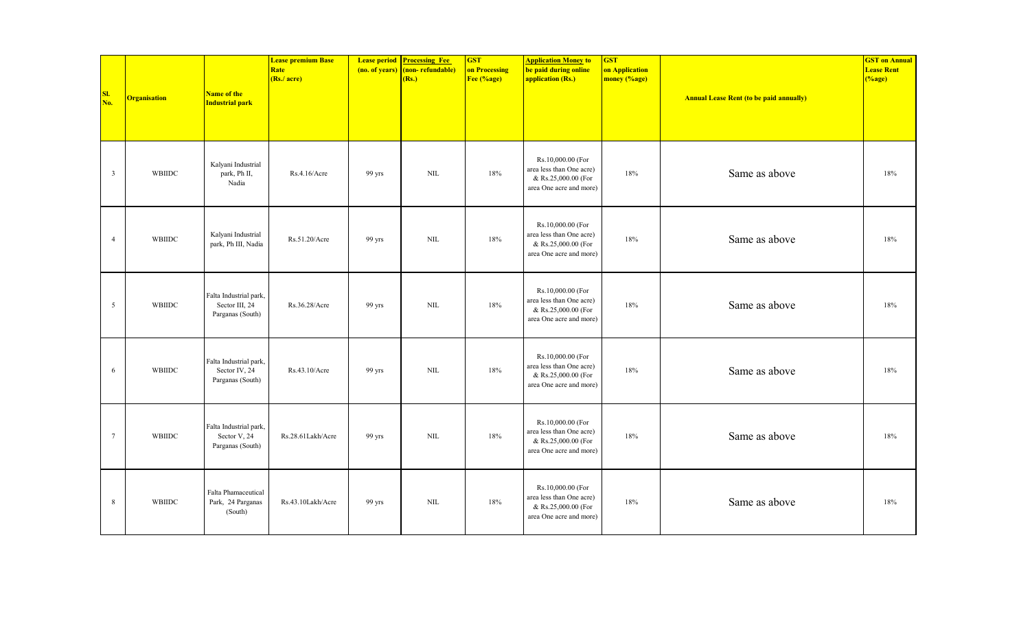| Sl. No. | Organisation | Name of the Industrial park | Lease premium Base Rate (Rs./ acre) | Lease period (no. of years) | Processing Fee (non- refundable) (Rs.) | GST on Processing Fee (%age) | Application Money to be paid during online application (Rs.) | GST on Application money (%age) | Annual Lease Rent (to be paid annually) | GST on Annual Lease Rent (%age) |
|---|---|---|---|---|---|---|---|---|---|---|
| 3 | WBIIDC | Kalyani Industrial park, Ph II, Nadia | Rs.4.16/Acre | 99 yrs | NIL | 18% | Rs.10,000.00 (For area less than One acre) & Rs.25,000.00 (For area One acre and more) | 18% | Same as above | 18% |
| 4 | WBIIDC | Kalyani Industrial park, Ph III, Nadia | Rs.51.20/Acre | 99 yrs | NIL | 18% | Rs.10,000.00 (For area less than One acre) & Rs.25,000.00 (For area One acre and more) | 18% | Same as above | 18% |
| 5 | WBIIDC | Falta Industrial park, Sector III, 24 Parganas (South) | Rs.36.28/Acre | 99 yrs | NIL | 18% | Rs.10,000.00 (For area less than One acre) & Rs.25,000.00 (For area One acre and more) | 18% | Same as above | 18% |
| 6 | WBIIDC | Falta Industrial park, Sector IV, 24 Parganas (South) | Rs.43.10/Acre | 99 yrs | NIL | 18% | Rs.10,000.00 (For area less than One acre) & Rs.25,000.00 (For area One acre and more) | 18% | Same as above | 18% |
| 7 | WBIIDC | Falta Industrial park, Sector V, 24 Parganas (South) | Rs.28.61Lakh/Acre | 99 yrs | NIL | 18% | Rs.10,000.00 (For area less than One acre) & Rs.25,000.00 (For area One acre and more) | 18% | Same as above | 18% |
| 8 | WBIIDC | Falta Phamaceutical Park, 24 Parganas (South) | Rs.43.10Lakh/Acre | 99 yrs | NIL | 18% | Rs.10,000.00 (For area less than One acre) & Rs.25,000.00 (For area One acre and more) | 18% | Same as above | 18% |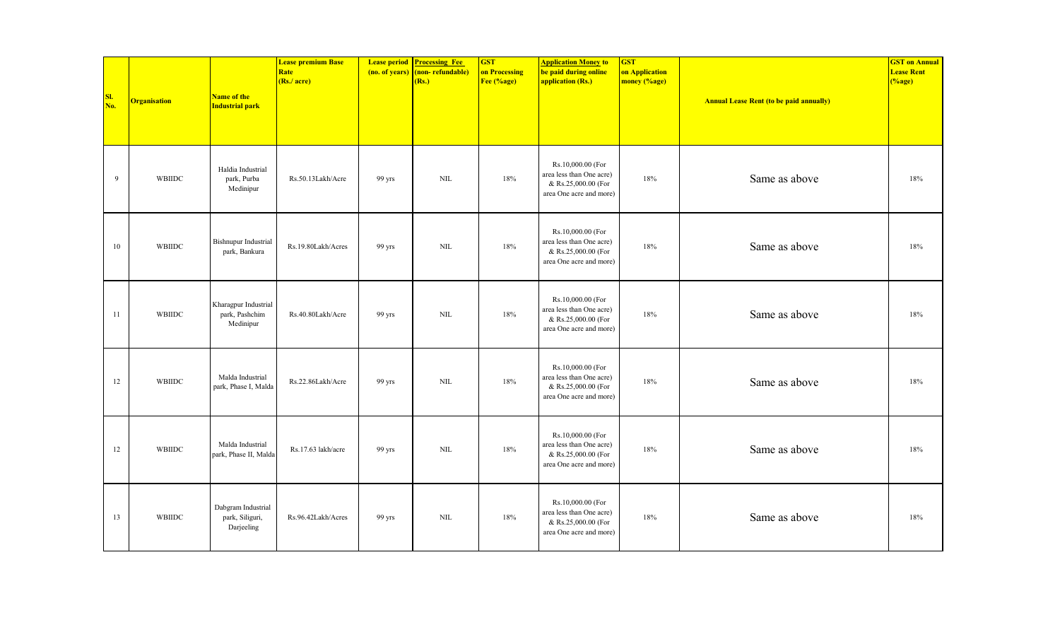| Sl. No. | Organisation | Name of the Industrial park | Lease premium Base Rate (Rs./ acre) | Lease period (no. of years) | Processing Fee (non- refundable) (Rs.) | GST on Processing Fee (%age) | Application Money to be paid during online application (Rs.) | GST on Application money (%age) | Annual Lease Rent (to be paid annually) | GST on Annual Lease Rent (%age) |
|---|---|---|---|---|---|---|---|---|---|---|
| 9 | WBIIDC | Haldia Industrial park, Purba Medinipur | Rs.50.13Lakh/Acre | 99 yrs | NIL | 18% | Rs.10,000.00 (For area less than One acre) & Rs.25,000.00 (For area One acre and more) | 18% | Same as above | 18% |
| 10 | WBIIDC | Bishnupur Industrial park, Bankura | Rs.19.80Lakh/Acres | 99 yrs | NIL | 18% | Rs.10,000.00 (For area less than One acre) & Rs.25,000.00 (For area One acre and more) | 18% | Same as above | 18% |
| 11 | WBIIDC | Kharagpur Industrial park, Pashchim Medinipur | Rs.40.80Lakh/Acre | 99 yrs | NIL | 18% | Rs.10,000.00 (For area less than One acre) & Rs.25,000.00 (For area One acre and more) | 18% | Same as above | 18% |
| 12 | WBIIDC | Malda Industrial park, Phase I, Malda | Rs.22.86Lakh/Acre | 99 yrs | NIL | 18% | Rs.10,000.00 (For area less than One acre) & Rs.25,000.00 (For area One acre and more) | 18% | Same as above | 18% |
| 12 | WBIIDC | Malda Industrial park, Phase II, Malda | Rs.17.63 lakh/acre | 99 yrs | NIL | 18% | Rs.10,000.00 (For area less than One acre) & Rs.25,000.00 (For area One acre and more) | 18% | Same as above | 18% |
| 13 | WBIIDC | Dabgram Industrial park, Siliguri, Darjeeling | Rs.96.42Lakh/Acres | 99 yrs | NIL | 18% | Rs.10,000.00 (For area less than One acre) & Rs.25,000.00 (For area One acre and more) | 18% | Same as above | 18% |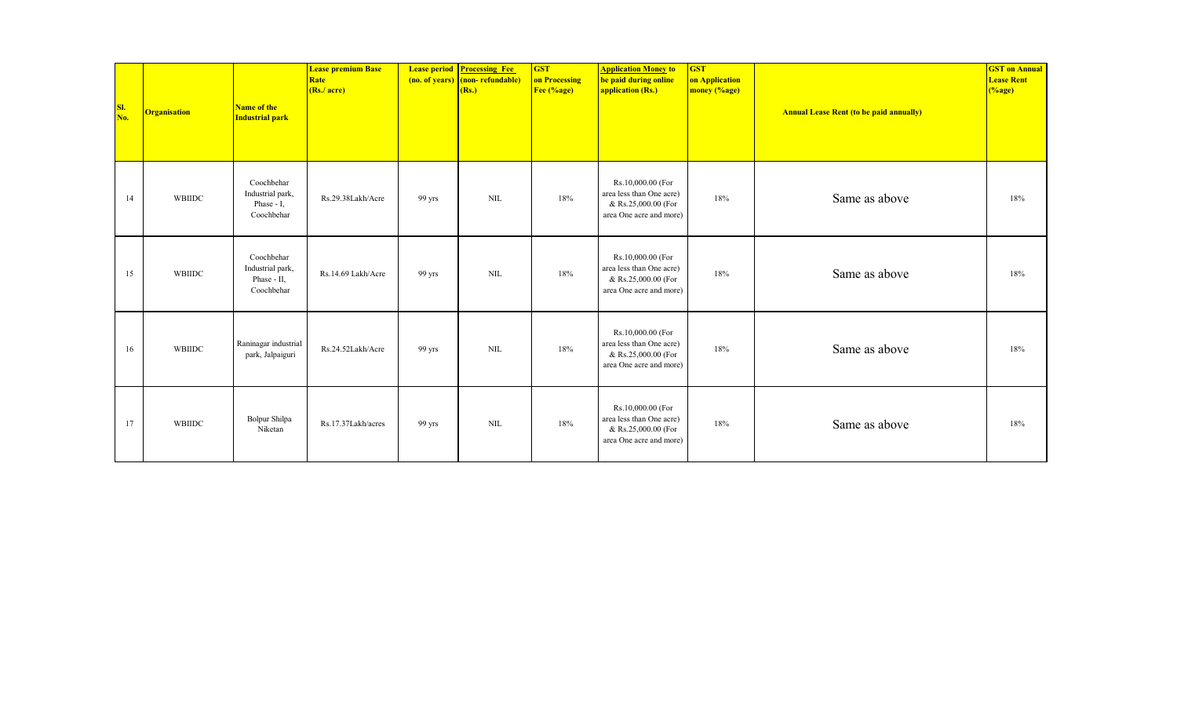| Sl. No. | Organisation | Name of the Industrial park | Lease premium Base Rate (Rs./ acre) | Lease period (no. of years) | Processing Fee (non- refundable) (Rs.) | GST on Processing Fee (%age) | Application Money to be paid during online application (Rs.) | GST on Application money (%age) | Annual Lease Rent (to be paid annually) | GST on Annual Lease Rent (%age) |
|---|---|---|---|---|---|---|---|---|---|---|
| 14 | WBIIDC | Coochbehar Industrial park, Phase - I, Coochbehar | Rs.29.38Lakh/Acre | 99 yrs | NIL | 18% | Rs.10,000.00 (For area less than One acre) & Rs.25,000.00 (For area One acre and more) | 18% | Same as above | 18% |
| 15 | WBIIDC | Coochbehar Industrial park, Phase - II, Coochbehar | Rs.14.69 Lakh/Acre | 99 yrs | NIL | 18% | Rs.10,000.00 (For area less than One acre) & Rs.25,000.00 (For area One acre and more) | 18% | Same as above | 18% |
| 16 | WBIIDC | Raninagar industrial park, Jalpaiguri | Rs.24.52Lakh/Acre | 99 yrs | NIL | 18% | Rs.10,000.00 (For area less than One acre) & Rs.25,000.00 (For area One acre and more) | 18% | Same as above | 18% |
| 17 | WBIIDC | Bolpur Shilpa Niketan | Rs.17.37Lakh/acres | 99 yrs | NIL | 18% | Rs.10,000.00 (For area less than One acre) & Rs.25,000.00 (For area One acre and more) | 18% | Same as above | 18% |